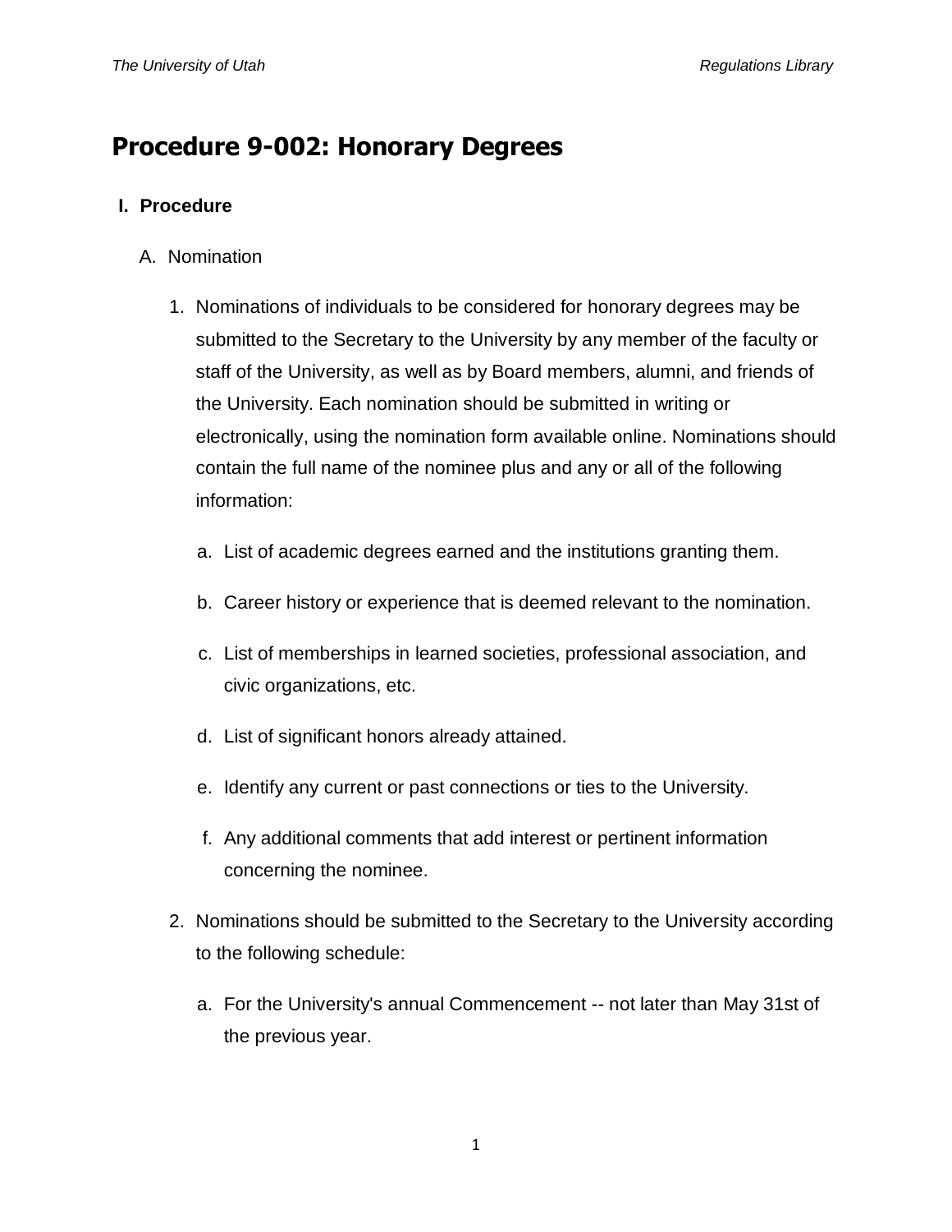# Procedure 9-002: Honorary Degrees

## I. Procedure

A. Nomination

1. Nominations of individuals to be considered for honorary degrees may be submitted to the Secretary to the University by any member of the faculty or staff of the University, as well as by Board members, alumni, and friends of the University. Each nomination should be submitted in writing or electronically, using the nomination form available online. Nominations should contain the full name of the nominee plus and any or all of the following information:

   a. List of academic degrees earned and the institutions granting them.

   b. Career history or experience that is deemed relevant to the nomination.

   c. List of memberships in learned societies, professional association, and civic organizations, etc.

   d. List of significant honors already attained.

   e. Identify any current or past connections or ties to the University.

   f. Any additional comments that add interest or pertinent information concerning the nominee.

2. Nominations should be submitted to the Secretary to the University according to the following schedule:

   a. For the University's annual Commencement -- not later than May 31st of the previous year.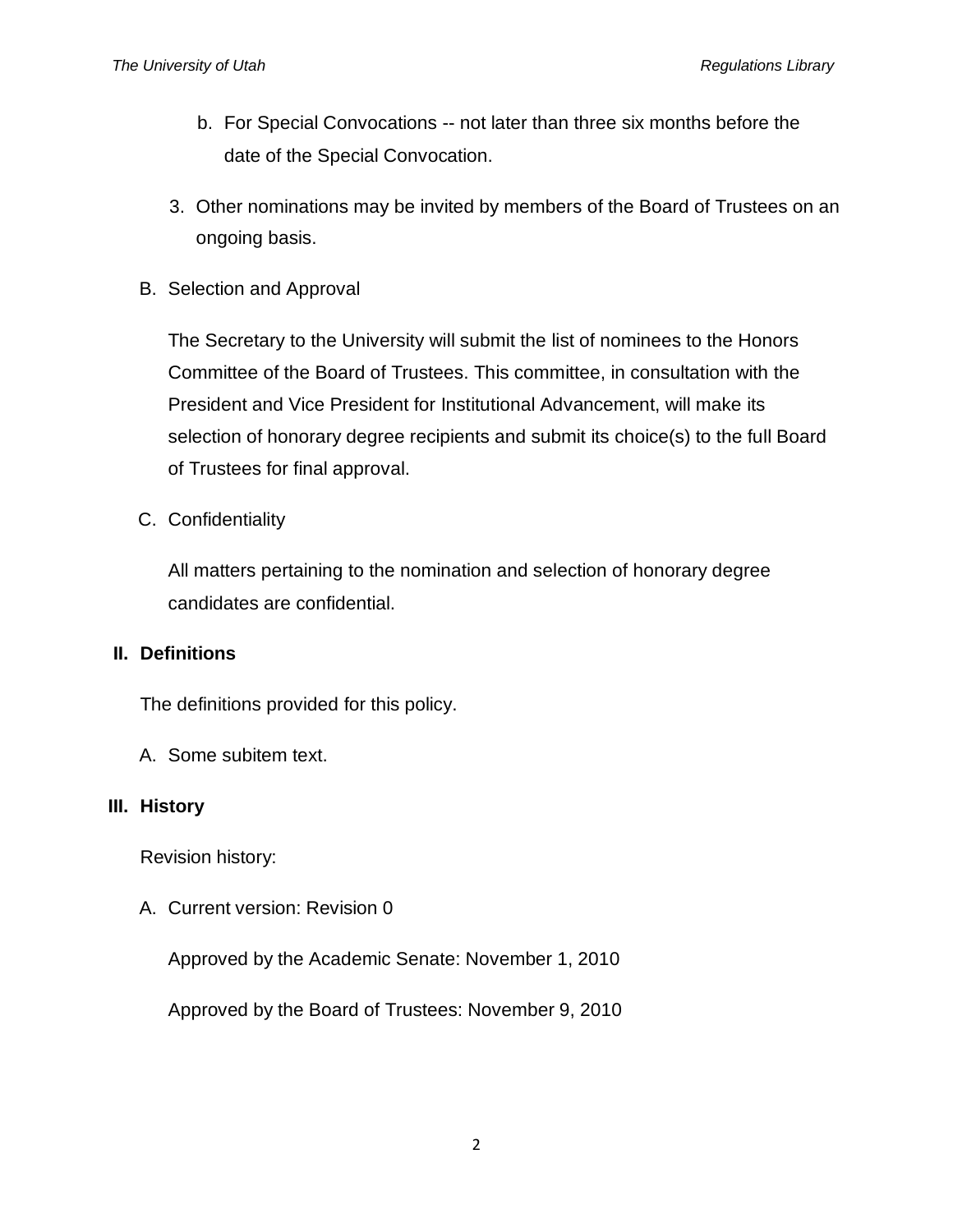b. For Special Convocations -- not later than three six months before the date of the Special Convocation.

3. Other nominations may be invited by members of the Board of Trustees on an ongoing basis.

B. Selection and Approval

The Secretary to the University will submit the list of nominees to the Honors Committee of the Board of Trustees. This committee, in consultation with the President and Vice President for Institutional Advancement, will make its selection of honorary degree recipients and submit its choice(s) to the full Board of Trustees for final approval.

C. Confidentiality

All matters pertaining to the nomination and selection of honorary degree candidates are confidential.

## II. Definitions

The definitions provided for this policy.

A. Some subitem text.

## III. History

Revision history:

A. Current version: Revision 0

Approved by the Academic Senate: November 1, 2010

Approved by the Board of Trustees: November 9, 2010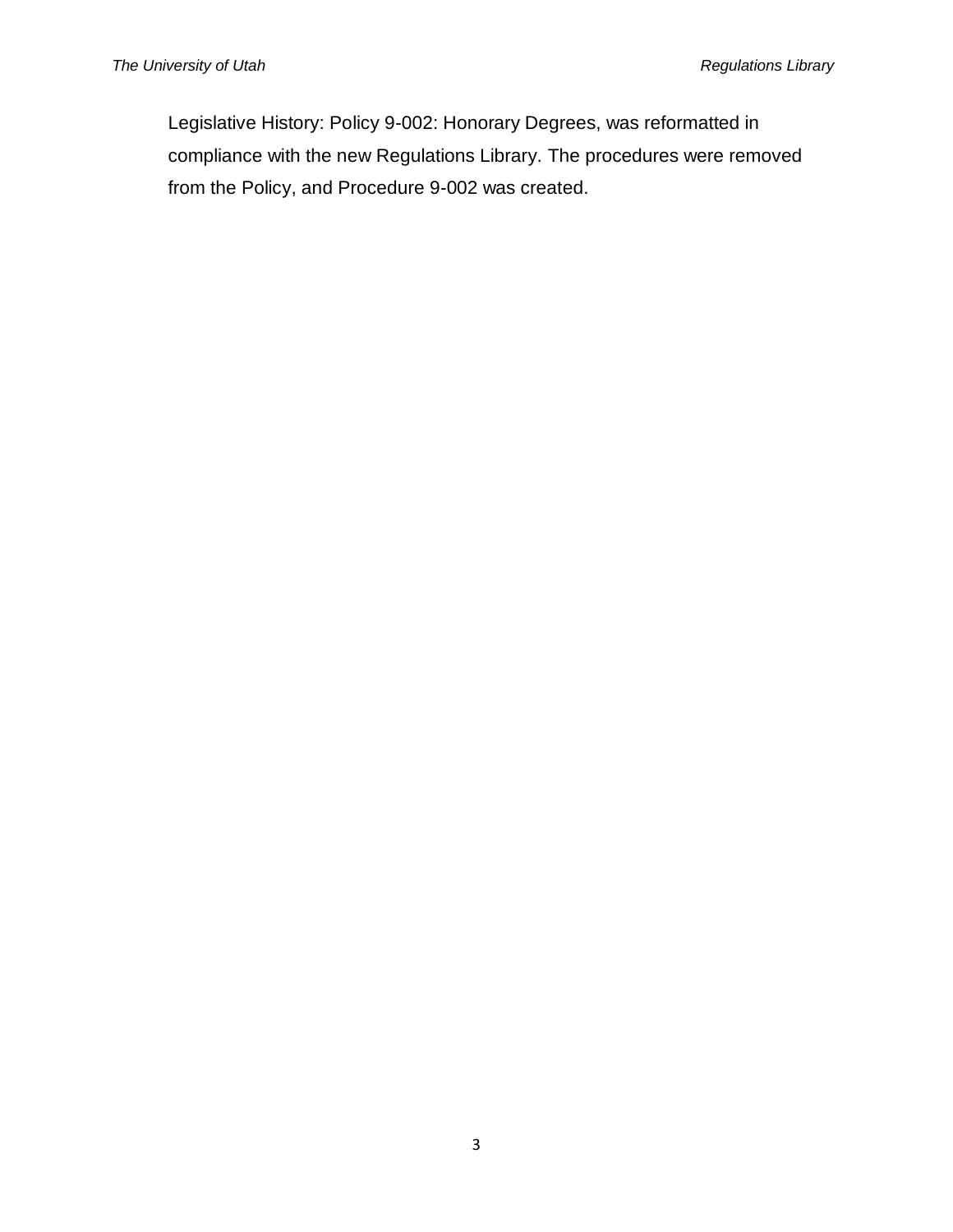Legislative History: Policy 9-002: Honorary Degrees, was reformatted in compliance with the new Regulations Library. The procedures were removed from the Policy, and Procedure 9-002 was created.